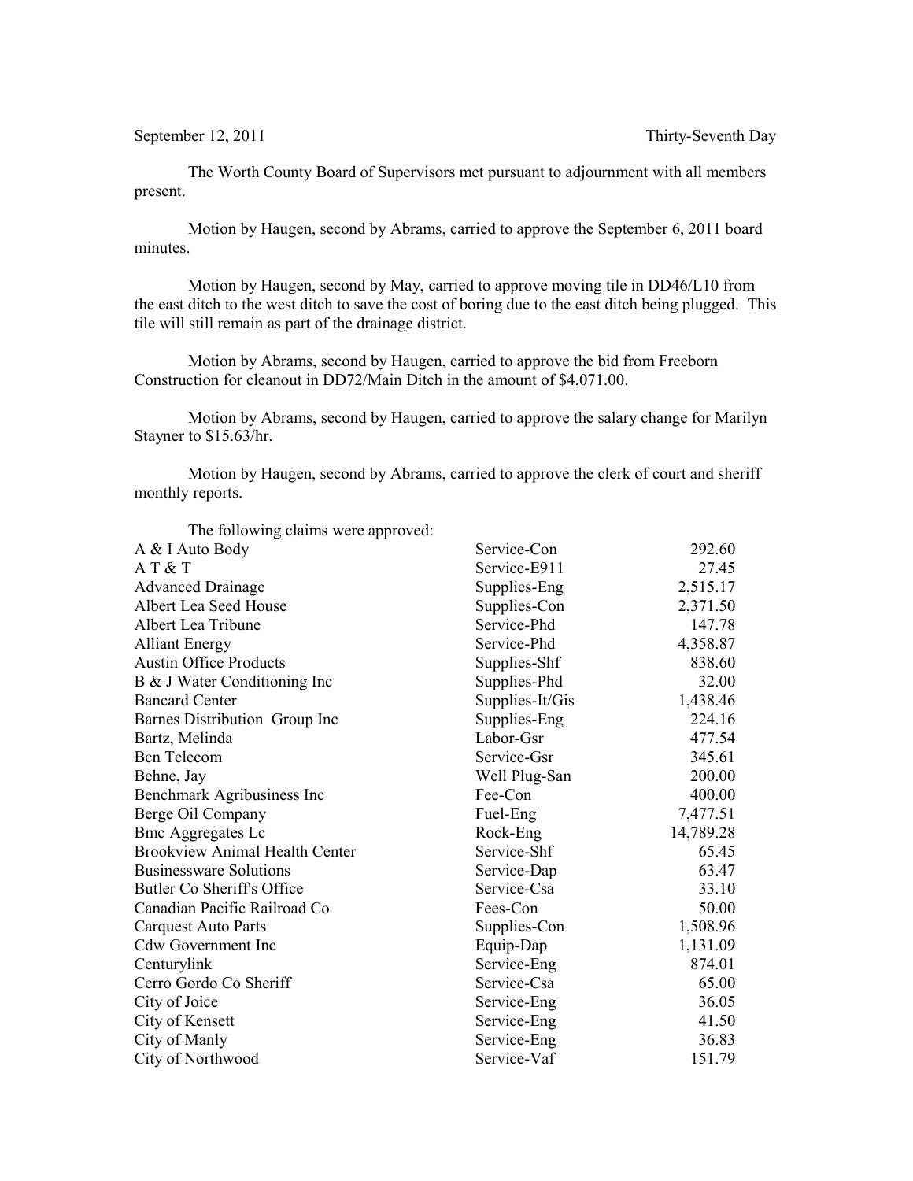September 12, 2011 Thirty-Seventh Day

The Worth County Board of Supervisors met pursuant to adjournment with all members present.

Motion by Haugen, second by Abrams, carried to approve the September 6, 2011 board minutes.

Motion by Haugen, second by May, carried to approve moving tile in DD46/L10 from the east ditch to the west ditch to save the cost of boring due to the east ditch being plugged. This tile will still remain as part of the drainage district.

Motion by Abrams, second by Haugen, carried to approve the bid from Freeborn Construction for cleanout in DD72/Main Ditch in the amount of $4,071.00.

Motion by Abrams, second by Haugen, carried to approve the salary change for Marilyn Stayner to $15.63/hr.

Motion by Haugen, second by Abrams, carried to approve the clerk of court and sheriff monthly reports.

The following claims were approved:

| | | |
|---|---|---|
| A & I Auto Body | Service-Con | 292.60 |
| A T & T | Service-E911 | 27.45 |
| Advanced Drainage | Supplies-Eng | 2,515.17 |
| Albert Lea Seed House | Supplies-Con | 2,371.50 |
| Albert Lea Tribune | Service-Phd | 147.78 |
| Alliant Energy | Service-Phd | 4,358.87 |
| Austin Office Products | Supplies-Shf | 838.60 |
| B & J Water Conditioning Inc | Supplies-Phd | 32.00 |
| Bancard Center | Supplies-It/Gis | 1,438.46 |
| Barnes Distribution Group Inc | Supplies-Eng | 224.16 |
| Bartz, Melinda | Labor-Gsr | 477.54 |
| Bcn Telecom | Service-Gsr | 345.61 |
| Behne, Jay | Well Plug-San | 200.00 |
| Benchmark Agribusiness Inc | Fee-Con | 400.00 |
| Berge Oil Company | Fuel-Eng | 7,477.51 |
| Bmc Aggregates Lc | Rock-Eng | 14,789.28 |
| Brookview Animal Health Center | Service-Shf | 65.45 |
| Businessware Solutions | Service-Dap | 63.47 |
| Butler Co Sheriff's Office | Service-Csa | 33.10 |
| Canadian Pacific Railroad Co | Fees-Con | 50.00 |
| Carquest Auto Parts | Supplies-Con | 1,508.96 |
| Cdw Government Inc | Equip-Dap | 1,131.09 |
| Centurylink | Service-Eng | 874.01 |
| Cerro Gordo Co Sheriff | Service-Csa | 65.00 |
| City of Joice | Service-Eng | 36.05 |
| City of Kensett | Service-Eng | 41.50 |
| City of Manly | Service-Eng | 36.83 |
| City of Northwood | Service-Vaf | 151.79 |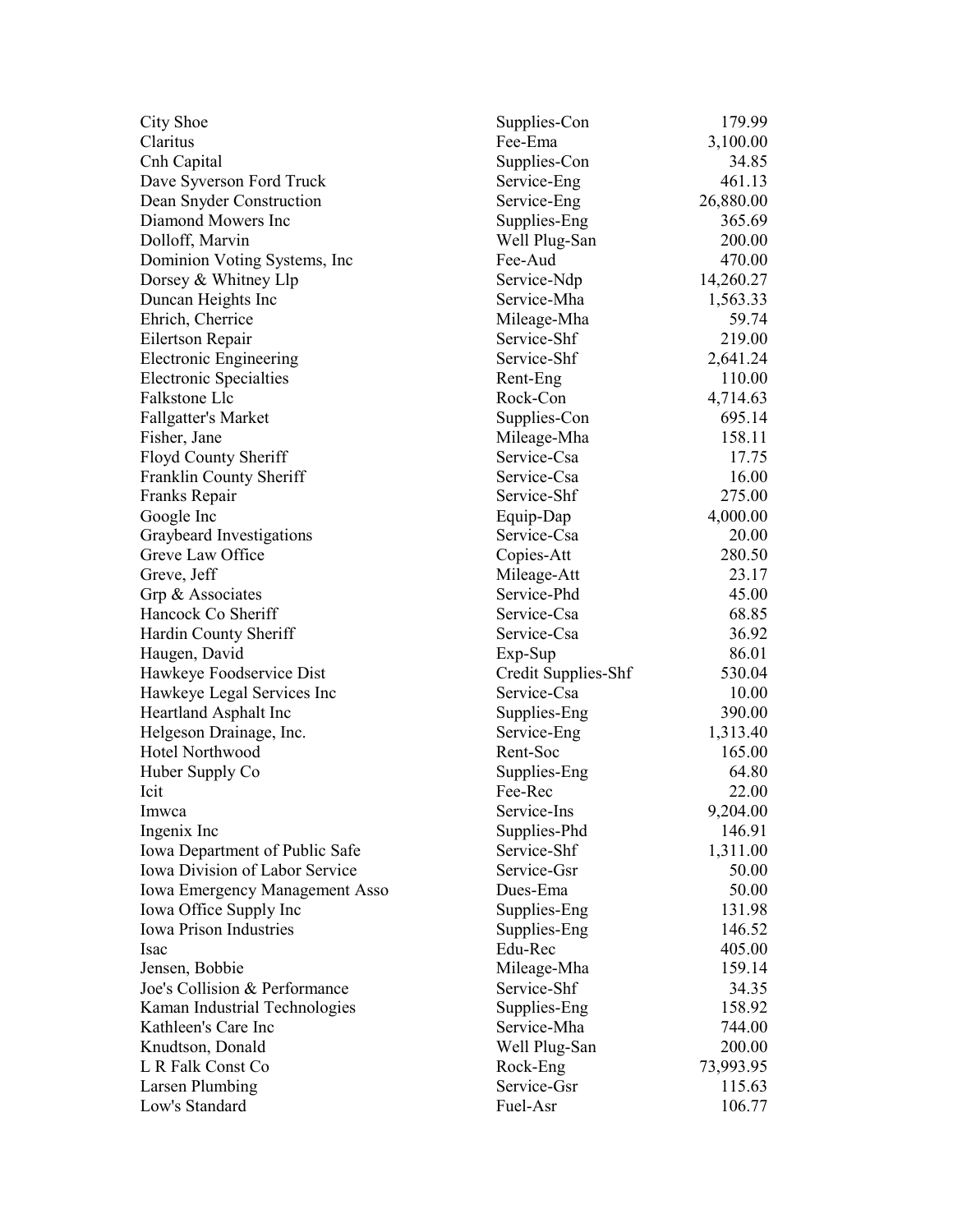| | | |
|---|---|---|
| City Shoe | Supplies-Con | 179.99 |
| Claritus | Fee-Ema | 3,100.00 |
| Cnh Capital | Supplies-Con | 34.85 |
| Dave Syverson Ford Truck | Service-Eng | 461.13 |
| Dean Snyder Construction | Service-Eng | 26,880.00 |
| Diamond Mowers Inc | Supplies-Eng | 365.69 |
| Dolloff, Marvin | Well Plug-San | 200.00 |
| Dominion Voting Systems, Inc | Fee-Aud | 470.00 |
| Dorsey & Whitney Llp | Service-Ndp | 14,260.27 |
| Duncan Heights Inc | Service-Mha | 1,563.33 |
| Ehrich, Cherrice | Mileage-Mha | 59.74 |
| Eilertson Repair | Service-Shf | 219.00 |
| Electronic Engineering | Service-Shf | 2,641.24 |
| Electronic Specialties | Rent-Eng | 110.00 |
| Falkstone Llc | Rock-Con | 4,714.63 |
| Fallgatter's Market | Supplies-Con | 695.14 |
| Fisher, Jane | Mileage-Mha | 158.11 |
| Floyd County Sheriff | Service-Csa | 17.75 |
| Franklin County Sheriff | Service-Csa | 16.00 |
| Franks Repair | Service-Shf | 275.00 |
| Google Inc | Equip-Dap | 4,000.00 |
| Graybeard Investigations | Service-Csa | 20.00 |
| Greve Law Office | Copies-Att | 280.50 |
| Greve, Jeff | Mileage-Att | 23.17 |
| Grp & Associates | Service-Phd | 45.00 |
| Hancock Co Sheriff | Service-Csa | 68.85 |
| Hardin County Sheriff | Service-Csa | 36.92 |
| Haugen, David | Exp-Sup | 86.01 |
| Hawkeye Foodservice Dist | Credit Supplies-Shf | 530.04 |
| Hawkeye Legal Services Inc | Service-Csa | 10.00 |
| Heartland Asphalt Inc | Supplies-Eng | 390.00 |
| Helgeson Drainage, Inc. | Service-Eng | 1,313.40 |
| Hotel Northwood | Rent-Soc | 165.00 |
| Huber Supply Co | Supplies-Eng | 64.80 |
| Icit | Fee-Rec | 22.00 |
| Imwca | Service-Ins | 9,204.00 |
| Ingenix Inc | Supplies-Phd | 146.91 |
| Iowa Department of Public Safe | Service-Shf | 1,311.00 |
| Iowa Division of Labor Service | Service-Gsr | 50.00 |
| Iowa Emergency Management Asso | Dues-Ema | 50.00 |
| Iowa Office Supply Inc | Supplies-Eng | 131.98 |
| Iowa Prison Industries | Supplies-Eng | 146.52 |
| Isac | Edu-Rec | 405.00 |
| Jensen, Bobbie | Mileage-Mha | 159.14 |
| Joe's Collision & Performance | Service-Shf | 34.35 |
| Kaman Industrial Technologies | Supplies-Eng | 158.92 |
| Kathleen's Care Inc | Service-Mha | 744.00 |
| Knudtson, Donald | Well Plug-San | 200.00 |
| L R Falk Const Co | Rock-Eng | 73,993.95 |
| Larsen Plumbing | Service-Gsr | 115.63 |
| Low's Standard | Fuel-Asr | 106.77 |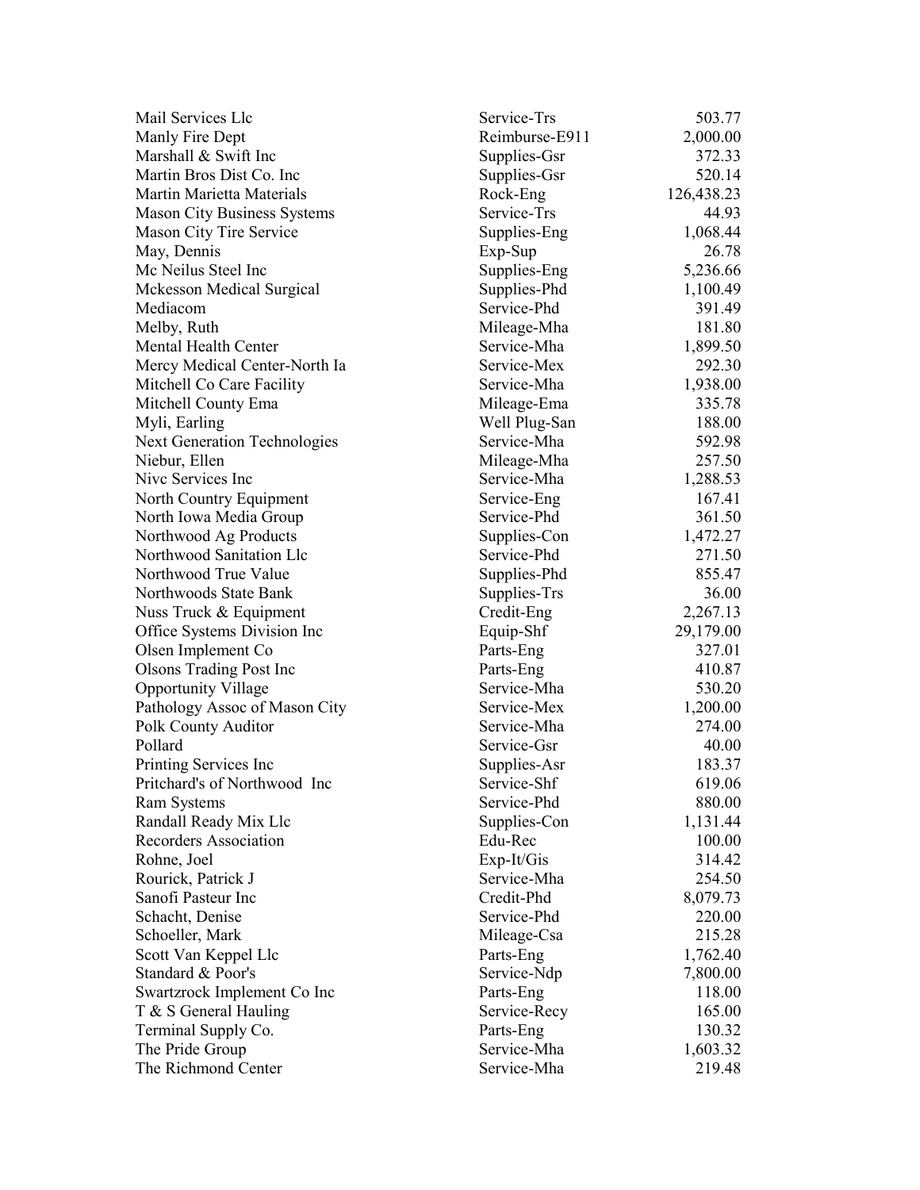| | | |
|---|---|---|
| Mail Services Llc | Service-Trs | 503.77 |
| Manly Fire Dept | Reimburse-E911 | 2,000.00 |
| Marshall & Swift Inc | Supplies-Gsr | 372.33 |
| Martin Bros Dist Co. Inc | Supplies-Gsr | 520.14 |
| Martin Marietta Materials | Rock-Eng | 126,438.23 |
| Mason City Business Systems | Service-Trs | 44.93 |
| Mason City Tire Service | Supplies-Eng | 1,068.44 |
| May, Dennis | Exp-Sup | 26.78 |
| Mc Neilus Steel Inc | Supplies-Eng | 5,236.66 |
| Mckesson Medical Surgical | Supplies-Phd | 1,100.49 |
| Mediacom | Service-Phd | 391.49 |
| Melby, Ruth | Mileage-Mha | 181.80 |
| Mental Health Center | Service-Mha | 1,899.50 |
| Mercy Medical Center-North Ia | Service-Mex | 292.30 |
| Mitchell Co Care Facility | Service-Mha | 1,938.00 |
| Mitchell County Ema | Mileage-Ema | 335.78 |
| Myli, Earling | Well Plug-San | 188.00 |
| Next Generation Technologies | Service-Mha | 592.98 |
| Niebur, Ellen | Mileage-Mha | 257.50 |
| Nivc Services Inc | Service-Mha | 1,288.53 |
| North Country Equipment | Service-Eng | 167.41 |
| North Iowa Media Group | Service-Phd | 361.50 |
| Northwood Ag Products | Supplies-Con | 1,472.27 |
| Northwood Sanitation Llc | Service-Phd | 271.50 |
| Northwood True Value | Supplies-Phd | 855.47 |
| Northwoods State Bank | Supplies-Trs | 36.00 |
| Nuss Truck & Equipment | Credit-Eng | 2,267.13 |
| Office Systems Division Inc | Equip-Shf | 29,179.00 |
| Olsen Implement Co | Parts-Eng | 327.01 |
| Olsons Trading Post Inc | Parts-Eng | 410.87 |
| Opportunity Village | Service-Mha | 530.20 |
| Pathology Assoc of Mason City | Service-Mex | 1,200.00 |
| Polk County Auditor | Service-Mha | 274.00 |
| Pollard | Service-Gsr | 40.00 |
| Printing Services Inc | Supplies-Asr | 183.37 |
| Pritchard's of Northwood Inc | Service-Shf | 619.06 |
| Ram Systems | Service-Phd | 880.00 |
| Randall Ready Mix Llc | Supplies-Con | 1,131.44 |
| Recorders Association | Edu-Rec | 100.00 |
| Rohne, Joel | Exp-It/Gis | 314.42 |
| Rourick, Patrick J | Service-Mha | 254.50 |
| Sanofi Pasteur Inc | Credit-Phd | 8,079.73 |
| Schacht, Denise | Service-Phd | 220.00 |
| Schoeller, Mark | Mileage-Csa | 215.28 |
| Scott Van Keppel Llc | Parts-Eng | 1,762.40 |
| Standard & Poor's | Service-Ndp | 7,800.00 |
| Swartzrock Implement Co Inc | Parts-Eng | 118.00 |
| T & S General Hauling | Service-Recy | 165.00 |
| Terminal Supply Co. | Parts-Eng | 130.32 |
| The Pride Group | Service-Mha | 1,603.32 |
| The Richmond Center | Service-Mha | 219.48 |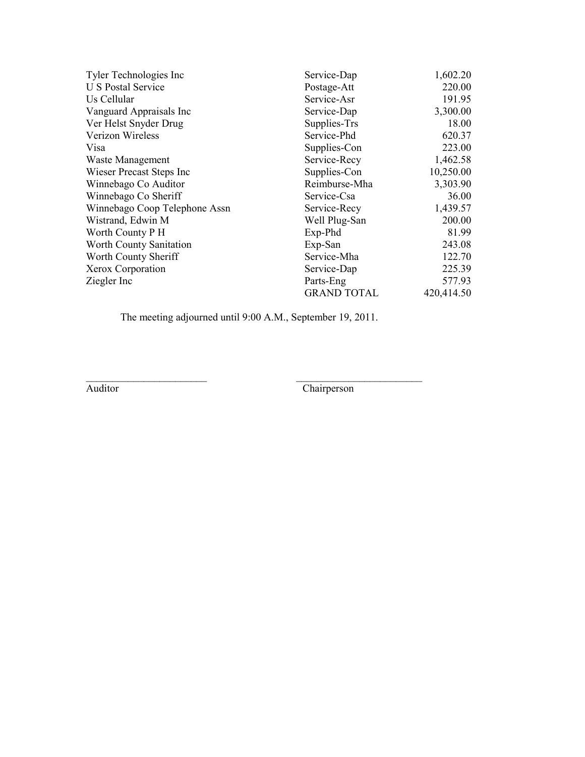| | | |
|---|---|---|
| Tyler Technologies Inc | Service-Dap | 1,602.20 |
| U S Postal Service | Postage-Att | 220.00 |
| Us Cellular | Service-Asr | 191.95 |
| Vanguard Appraisals Inc | Service-Dap | 3,300.00 |
| Ver Helst Snyder Drug | Supplies-Trs | 18.00 |
| Verizon Wireless | Service-Phd | 620.37 |
| Visa | Supplies-Con | 223.00 |
| Waste Management | Service-Recy | 1,462.58 |
| Wieser Precast Steps Inc | Supplies-Con | 10,250.00 |
| Winnebago Co Auditor | Reimburse-Mha | 3,303.90 |
| Winnebago Co Sheriff | Service-Csa | 36.00 |
| Winnebago Coop Telephone Assn | Service-Recy | 1,439.57 |
| Wistrand, Edwin M | Well Plug-San | 200.00 |
| Worth County P H | Exp-Phd | 81.99 |
| Worth County Sanitation | Exp-San | 243.08 |
| Worth County Sheriff | Service-Mha | 122.70 |
| Xerox Corporation | Service-Dap | 225.39 |
| Ziegler Inc | Parts-Eng | 577.93 |
| | GRAND TOTAL | 420,414.50 |

The meeting adjourned until 9:00 A.M., September 19, 2011.

_______________________ _______________________

Auditor Chairperson